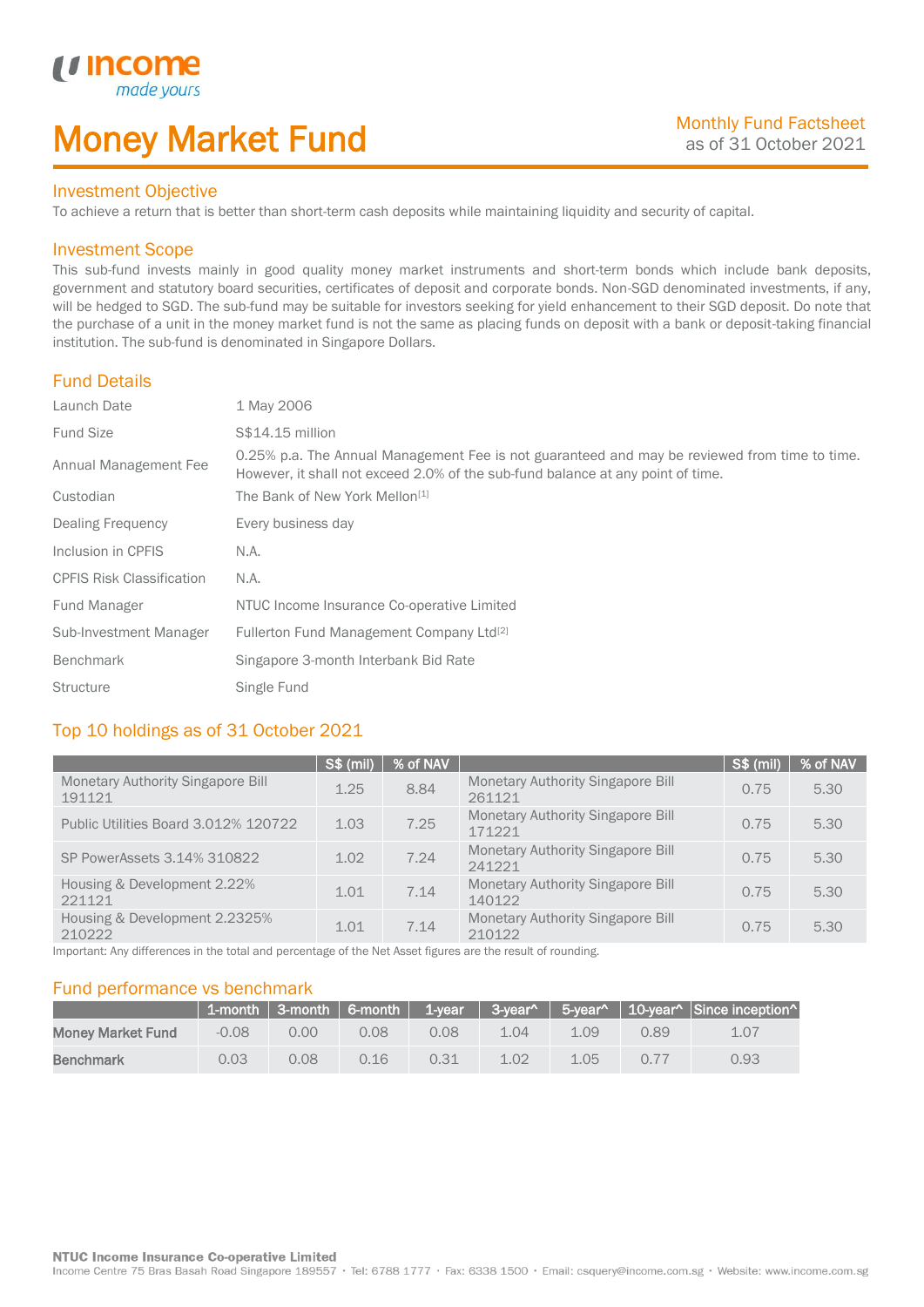# Money Market Fund

Monthly Fund Factsheet
as of 31 October 2021

## Investment Objective

To achieve a return that is better than short-term cash deposits while maintaining liquidity and security of capital.

## Investment Scope

This sub-fund invests mainly in good quality money market instruments and short-term bonds which include bank deposits, government and statutory board securities, certificates of deposit and corporate bonds. Non-SGD denominated investments, if any, will be hedged to SGD. The sub-fund may be suitable for investors seeking for yield enhancement to their SGD deposit. Do note that the purchase of a unit in the money market fund is not the same as placing funds on deposit with a bank or deposit-taking financial institution. The sub-fund is denominated in Singapore Dollars.

## Fund Details

| | |
|---|---|
| Launch Date | 1 May 2006 |
| Fund Size | S$14.15 million |
| Annual Management Fee | 0.25% p.a. The Annual Management Fee is not guaranteed and may be reviewed from time to time. However, it shall not exceed 2.0% of the sub-fund balance at any point of time. |
| Custodian | The Bank of New York Mellon[1] |
| Dealing Frequency | Every business day |
| Inclusion in CPFIS | N.A. |
| CPFIS Risk Classification | N.A. |
| Fund Manager | NTUC Income Insurance Co-operative Limited |
| Sub-Investment Manager | Fullerton Fund Management Company Ltd[2] |
| Benchmark | Singapore 3-month Interbank Bid Rate |
| Structure | Single Fund |

## Top 10 holdings as of 31 October 2021

| | S$ (mil) | % of NAV | | S$ (mil) | % of NAV |
|---|---|---|---|---|---|
| Monetary Authority Singapore Bill 191121 | 1.25 | 8.84 | Monetary Authority Singapore Bill 261121 | 0.75 | 5.30 |
| Public Utilities Board 3.012% 120722 | 1.03 | 7.25 | Monetary Authority Singapore Bill 171221 | 0.75 | 5.30 |
| SP PowerAssets 3.14% 310822 | 1.02 | 7.24 | Monetary Authority Singapore Bill 241221 | 0.75 | 5.30 |
| Housing & Development 2.22% 221121 | 1.01 | 7.14 | Monetary Authority Singapore Bill 140122 | 0.75 | 5.30 |
| Housing & Development 2.2325% 210222 | 1.01 | 7.14 | Monetary Authority Singapore Bill 210122 | 0.75 | 5.30 |

Important: Any differences in the total and percentage of the Net Asset figures are the result of rounding.

## Fund performance vs benchmark

| | 1-month | 3-month | 6-month | 1-year | 3-year^ | 5-year^ | 10-year^ | Since inception^ |
|---|---|---|---|---|---|---|---|---|
| **Money Market Fund** | -0.08 | 0.00 | 0.08 | 0.08 | 1.04 | 1.09 | 0.89 | 1.07 |
| **Benchmark** | 0.03 | 0.08 | 0.16 | 0.31 | 1.02 | 1.05 | 0.77 | 0.93 |

**NTUC Income Insurance Co-operative Limited**
Income Centre 75 Bras Basah Road Singapore 189557 • Tel: 6788 1777 • Fax: 6338 1500 • Email: csquery@income.com.sg • Website: www.income.com.sg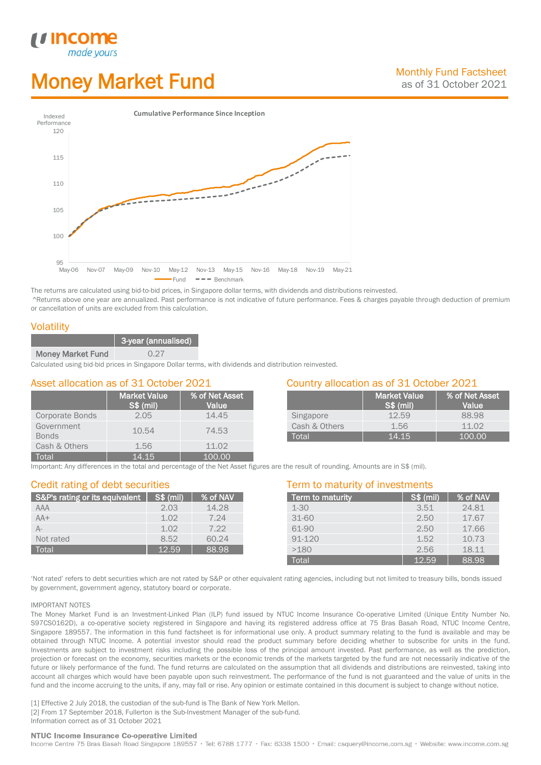# Money Market Fund

Monthly Fund Factsheet
as of 31 October 2021

Cumulative Performance Since Inception

Indexed Performance

120
115
110
105
100
95

May-06 Nov-07 May-09 Nov-10 May-12 Nov-13 May-15 Nov-16 May-18 Nov-19 May-21

Fund
Benchmark

The returns are calculated using bid-to-bid prices, in Singapore dollar terms, with dividends and distributions reinvested.
^Returns above one year are annualized. Past performance is not indicative of future performance. Fees & charges payable through deduction of premium or cancellation of units are excluded from this calculation.

## Volatility

| | 3-year (annualised) |
|---|---|
| Money Market Fund | 0.27 |

Calculated using bid-bid prices in Singapore Dollar terms, with dividends and distribution reinvested.

## Asset allocation as of 31 October 2021

| | Market Value S$ (mil) | % of Net Asset Value |
|---|---|---|
| Corporate Bonds | 2.05 | 14.45 |
| Government Bonds | 10.54 | 74.53 |
| Cash & Others | 1.56 | 11.02 |
| Total | 14.15 | 100.00 |

## Country allocation as of 31 October 2021

| | Market Value S$ (mil) | % of Net Asset Value |
|---|---|---|
| Singapore | 12.59 | 88.98 |
| Cash & Others | 1.56 | 11.02 |
| Total | 14.15 | 100.00 |

Important: Any differences in the total and percentage of the Net Asset figures are the result of rounding. Amounts are in S$ (mil).

## Credit rating of debt securities

| S&P's rating or its equivalent | S$ (mil) | % of NAV |
|---|---|---|
| AAA | 2.03 | 14.28 |
| AA+ | 1.02 | 7.24 |
| A- | 1.02 | 7.22 |
| Not rated | 8.52 | 60.24 |
| Total | 12.59 | 88.98 |

## Term to maturity of investments

| Term to maturity | S$ (mil) | % of NAV |
|---|---|---|
| 1-30 | 3.51 | 24.81 |
| 31-60 | 2.50 | 17.67 |
| 61-90 | 2.50 | 17.66 |
| 91-120 | 1.52 | 10.73 |
| >180 | 2.56 | 18.11 |
| Total | 12.59 | 88.98 |

'Not rated' refers to debt securities which are not rated by S&P or other equivalent rating agencies, including but not limited to treasury bills, bonds issued by government, government agency, statutory board or corporate.

IMPORTANT NOTES

The Money Market Fund is an Investment-Linked Plan (ILP) fund issued by NTUC Income Insurance Co-operative Limited (Unique Entity Number No. S97CS0162D), a co-operative society registered in Singapore and having its registered address office at 75 Bras Basah Road, NTUC Income Centre, Singapore 189557. The information in this fund factsheet is for informational use only. A product summary relating to the fund is available and may be obtained through NTUC Income. A potential investor should read the product summary before deciding whether to subscribe for units in the fund. Investments are subject to investment risks including the possible loss of the principal amount invested. Past performance, as well as the prediction, projection or forecast on the economy, securities markets or the economic trends of the markets targeted by the fund are not necessarily indicative of the future or likely performance of the fund. The fund returns are calculated on the assumption that all dividends and distributions are reinvested, taking into account all charges which would have been payable upon such reinvestment. The performance of the fund is not guaranteed and the value of units in the fund and the income accruing to the units, if any, may fall or rise. Any opinion or estimate contained in this document is subject to change without notice.

[1] Effective 2 July 2018, the custodian of the sub-fund is The Bank of New York Mellon.
[2] From 17 September 2018, Fullerton is the Sub-Investment Manager of the sub-fund.
Information correct as of 31 October 2021

**NTUC Income Insurance Co-operative Limited**
Income Centre 75 Bras Basah Road Singapore 189557 • Tel: 6788 1777 • Fax: 6338 1500 • Email: csquery@income.com.sg • Website: www.income.com.sg